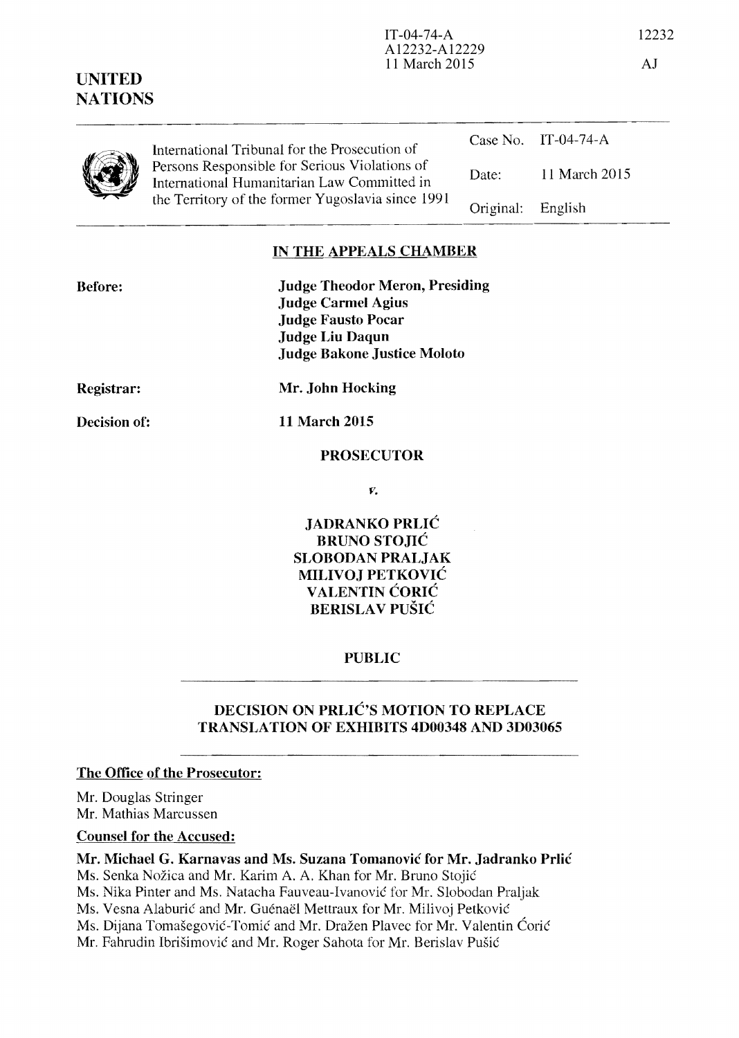IT-04-74-A
A12232-A12229
11 March 2015

**UNITED NATIONS**

International Tribunal for the Prosecution of Persons Responsible for Serious Violations of International Humanitarian Law Committed in the Territory of the former Yugoslavia since 1991

| | |
|---|---|
| Case No. | IT-04-74-A |
| Date: | 11 March 2015 |
| Original: | English |

## IN THE APPEALS CHAMBER

**Before:**
**Judge Theodor Meron, Presiding**
**Judge Carmel Agius**
**Judge Fausto Pocar**
**Judge Liu Daqun**
**Judge Bakone Justice Moloto**

**Registrar:** **Mr. John Hocking**

**Decision of:** **11 March 2015**

**PROSECUTOR**

*v.*

**JADRANKO PRLIĆ**
**BRUNO STOJIĆ**
**SLOBODAN PRALJAK**
**MILIVOJ PETKOVIĆ**
**VALENTIN ĆORIĆ**
**BERISLAV PUŠIĆ**

**PUBLIC**

## DECISION ON PRLIĆ'S MOTION TO REPLACE TRANSLATION OF EXHIBITS 4D00348 AND 3D03065

**The Office of the Prosecutor:**

Mr. Douglas Stringer
Mr. Mathias Marcussen

**Counsel for the Accused:**

**Mr. Michael G. Karnavas and Ms. Suzana Tomanović for Mr. Jadranko Prlić**
Ms. Senka Nožica and Mr. Karim A. A. Khan for Mr. Bruno Stojić
Ms. Nika Pinter and Ms. Natacha Fauveau-Ivanović for Mr. Slobodan Praljak
Ms. Vesna Alaburić and Mr. Guénaël Mettraux for Mr. Milivoj Petković
Ms. Dijana Tomašegović-Tomić and Mr. Dražen Plavec for Mr. Valentin Ćorić
Mr. Fahrudin Ibrišimović and Mr. Roger Sahota for Mr. Berislav Pušić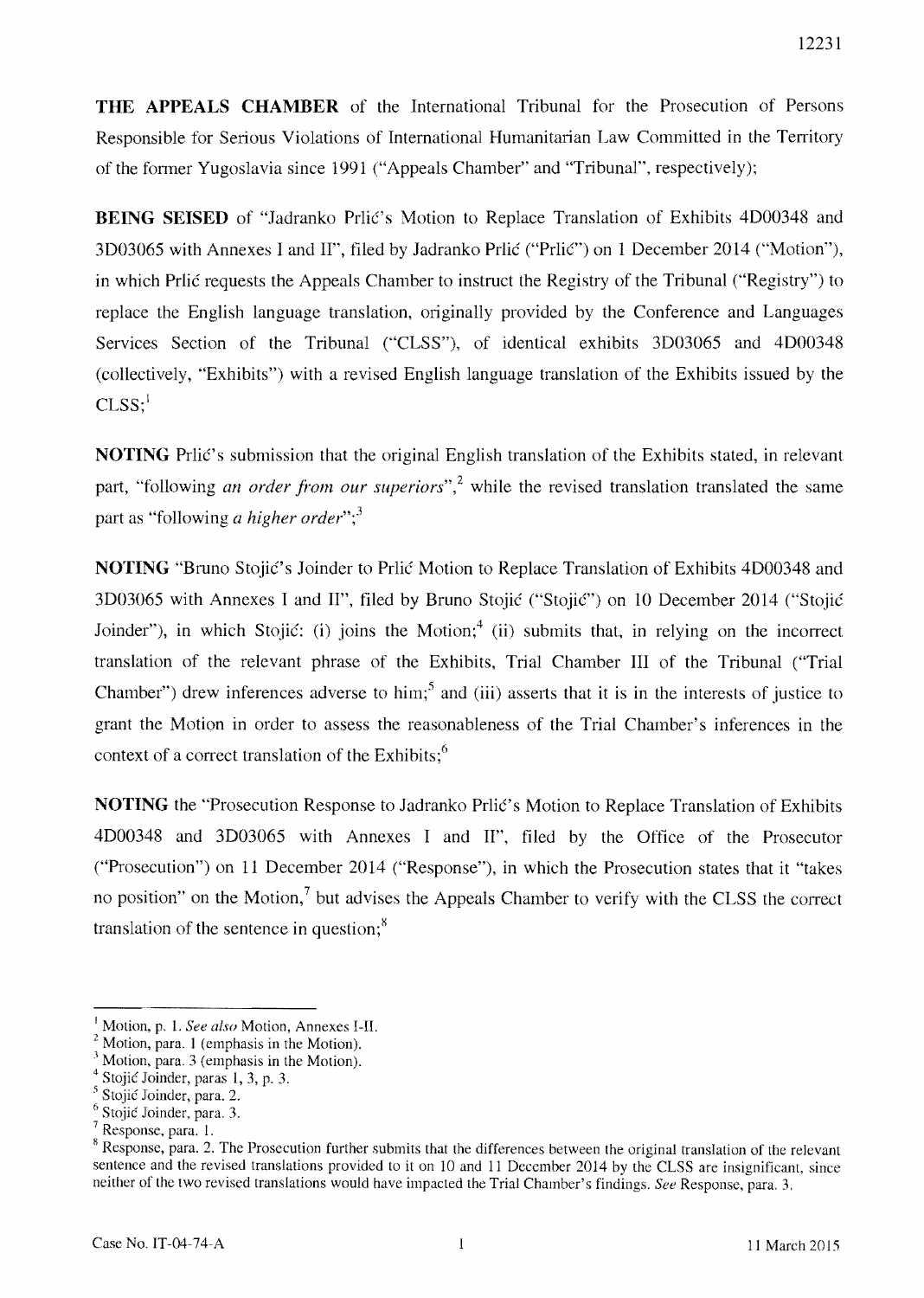**THE APPEALS CHAMBER** of the International Tribunal for the Prosecution of Persons Responsible for Serious Violations of International Humanitarian Law Committed in the Territory of the former Yugoslavia since 1991 ("Appeals Chamber" and "Tribunal", respectively);

**BEING SEISED** of "Jadranko Prlić's Motion to Replace Translation of Exhibits 4D00348 and 3D03065 with Annexes I and II", filed by Jadranko Prlić ("Prlić") on 1 December 2014 ("Motion"), in which Prlić requests the Appeals Chamber to instruct the Registry of the Tribunal ("Registry") to replace the English language translation, originally provided by the Conference and Languages Services Section of the Tribunal ("CLSS"), of identical exhibits 3D03065 and 4D00348 (collectively, "Exhibits") with a revised English language translation of the Exhibits issued by the CLSS;[1]

**NOTING** Prlić's submission that the original English translation of the Exhibits stated, in relevant part, "following *an order from our superiors*",[2] while the revised translation translated the same part as "following *a higher order*";[3]

**NOTING** "Bruno Stojić's Joinder to Prlić Motion to Replace Translation of Exhibits 4D00348 and 3D03065 with Annexes I and II", filed by Bruno Stojić ("Stojić") on 10 December 2014 ("Stojić Joinder"), in which Stojić: (i) joins the Motion;[4] (ii) submits that, in relying on the incorrect translation of the relevant phrase of the Exhibits, Trial Chamber III of the Tribunal ("Trial Chamber") drew inferences adverse to him;[5] and (iii) asserts that it is in the interests of justice to grant the Motion in order to assess the reasonableness of the Trial Chamber's inferences in the context of a correct translation of the Exhibits;[6]

**NOTING** the "Prosecution Response to Jadranko Prlić's Motion to Replace Translation of Exhibits 4D00348 and 3D03065 with Annexes I and II", filed by the Office of the Prosecutor ("Prosecution") on 11 December 2014 ("Response"), in which the Prosecution states that it "takes no position" on the Motion,[7] but advises the Appeals Chamber to verify with the CLSS the correct translation of the sentence in question;[8]

---

[1] Motion, p. 1. *See also* Motion, Annexes I-II.
[2] Motion, para. 1 (emphasis in the Motion).
[3] Motion, para. 3 (emphasis in the Motion).
[4] Stojić Joinder, paras 1, 3, p. 3.
[5] Stojić Joinder, para. 2.
[6] Stojić Joinder, para. 3.
[7] Response, para. 1.
[8] Response, para. 2. The Prosecution further submits that the differences between the original translation of the relevant sentence and the revised translations provided to it on 10 and 11 December 2014 by the CLSS are insignificant, since neither of the two revised translations would have impacted the Trial Chamber's findings. *See* Response, para. 3.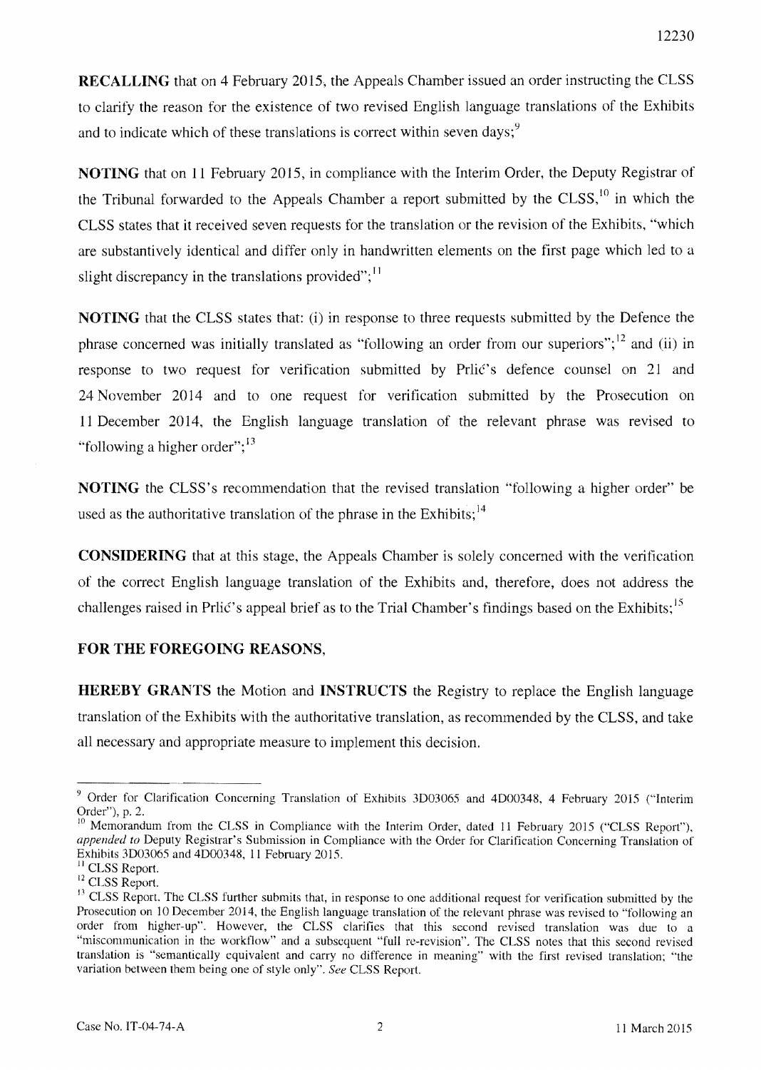**RECALLING** that on 4 February 2015, the Appeals Chamber issued an order instructing the CLSS to clarify the reason for the existence of two revised English language translations of the Exhibits and to indicate which of these translations is correct within seven days;[9]

**NOTING** that on 11 February 2015, in compliance with the Interim Order, the Deputy Registrar of the Tribunal forwarded to the Appeals Chamber a report submitted by the CLSS,[10] in which the CLSS states that it received seven requests for the translation or the revision of the Exhibits, "which are substantively identical and differ only in handwritten elements on the first page which led to a slight discrepancy in the translations provided";[11]

**NOTING** that the CLSS states that: (i) in response to three requests submitted by the Defence the phrase concerned was initially translated as "following an order from our superiors";[12] and (ii) in response to two request for verification submitted by Prlić's defence counsel on 21 and 24 November 2014 and to one request for verification submitted by the Prosecution on 11 December 2014, the English language translation of the relevant phrase was revised to "following a higher order";[13]

**NOTING** the CLSS's recommendation that the revised translation "following a higher order" be used as the authoritative translation of the phrase in the Exhibits;[14]

**CONSIDERING** that at this stage, the Appeals Chamber is solely concerned with the verification of the correct English language translation of the Exhibits and, therefore, does not address the challenges raised in Prlić's appeal brief as to the Trial Chamber's findings based on the Exhibits;[15]

**FOR THE FOREGOING REASONS,**

**HEREBY GRANTS** the Motion and **INSTRUCTS** the Registry to replace the English language translation of the Exhibits with the authoritative translation, as recommended by the CLSS, and take all necessary and appropriate measure to implement this decision.

---

[9] Order for Clarification Concerning Translation of Exhibits 3D03065 and 4D00348, 4 February 2015 ("Interim Order"), p. 2.

[10] Memorandum from the CLSS in Compliance with the Interim Order, dated 11 February 2015 ("CLSS Report"), *appended to* Deputy Registrar's Submission in Compliance with the Order for Clarification Concerning Translation of Exhibits 3D03065 and 4D00348, 11 February 2015.

[11] CLSS Report.

[12] CLSS Report.

[13] CLSS Report. The CLSS further submits that, in response to one additional request for verification submitted by the Prosecution on 10 December 2014, the English language translation of the relevant phrase was revised to "following an order from higher-up". However, the CLSS clarifies that this second revised translation was due to a "miscommunication in the workflow" and a subsequent "full re-revision". The CLSS notes that this second revised translation is "semantically equivalent and carry no difference in meaning" with the first revised translation; "the variation between them being one of style only". *See* CLSS Report.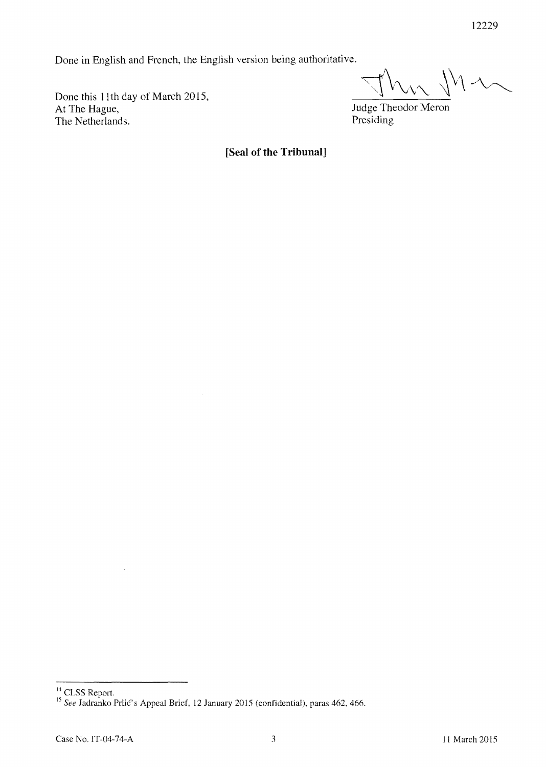Done in English and French, the English version being authoritative.

Done this 11th day of March 2015,
At The Hague,
The Netherlands.

Judge Theodor Meron
Presiding

**[Seal of the Tribunal]**

---

[14] CLSS Report.

[15] *See* Jadranko Prlić's Appeal Brief, 12 January 2015 (confidential), paras 462, 466.